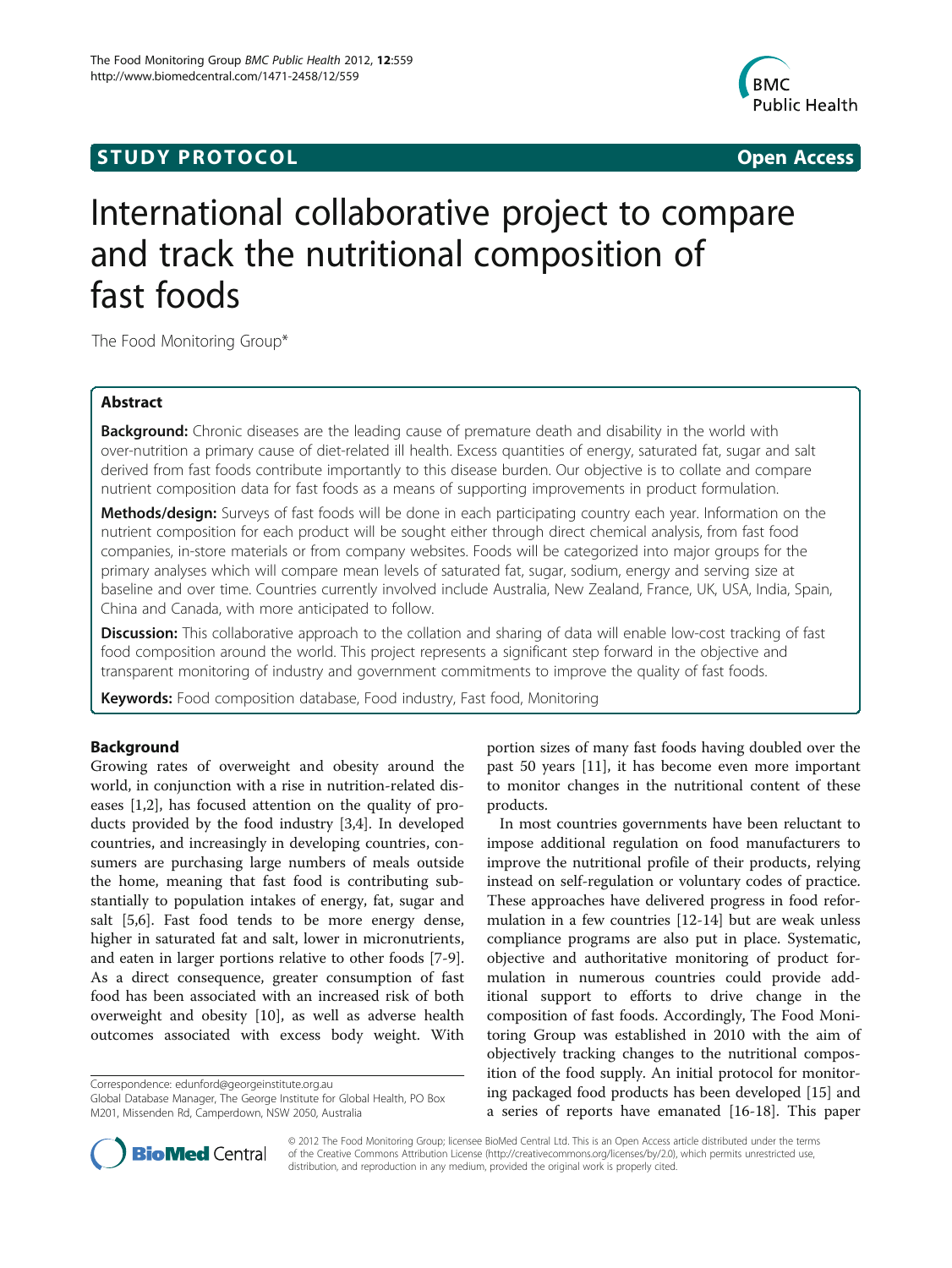**STUDY PROTOCOL** **Open Access**

# International collaborative project to compare and track the nutritional composition of fast foods

The Food Monitoring Group*

## Abstract

**Background:** Chronic diseases are the leading cause of premature death and disability in the world with over-nutrition a primary cause of diet-related ill health. Excess quantities of energy, saturated fat, sugar and salt derived from fast foods contribute importantly to this disease burden. Our objective is to collate and compare nutrient composition data for fast foods as a means of supporting improvements in product formulation.

**Methods/design:** Surveys of fast foods will be done in each participating country each year. Information on the nutrient composition for each product will be sought either through direct chemical analysis, from fast food companies, in-store materials or from company websites. Foods will be categorized into major groups for the primary analyses which will compare mean levels of saturated fat, sugar, sodium, energy and serving size at baseline and over time. Countries currently involved include Australia, New Zealand, France, UK, USA, India, Spain, China and Canada, with more anticipated to follow.

**Discussion:** This collaborative approach to the collation and sharing of data will enable low-cost tracking of fast food composition around the world. This project represents a significant step forward in the objective and transparent monitoring of industry and government commitments to improve the quality of fast foods.

**Keywords:** Food composition database, Food industry, Fast food, Monitoring

## Background

Growing rates of overweight and obesity around the world, in conjunction with a rise in nutrition-related diseases [1,2], has focused attention on the quality of products provided by the food industry [3,4]. In developed countries, and increasingly in developing countries, consumers are purchasing large numbers of meals outside the home, meaning that fast food is contributing substantially to population intakes of energy, fat, sugar and salt [5,6]. Fast food tends to be more energy dense, higher in saturated fat and salt, lower in micronutrients, and eaten in larger portions relative to other foods [7-9]. As a direct consequence, greater consumption of fast food has been associated with an increased risk of both overweight and obesity [10], as well as adverse health outcomes associated with excess body weight. With portion sizes of many fast foods having doubled over the past 50 years [11], it has become even more important to monitor changes in the nutritional content of these products.

In most countries governments have been reluctant to impose additional regulation on food manufacturers to improve the nutritional profile of their products, relying instead on self-regulation or voluntary codes of practice. These approaches have delivered progress in food reformulation in a few countries [12-14] but are weak unless compliance programs are also put in place. Systematic, objective and authoritative monitoring of product formulation in numerous countries could provide additional support to efforts to drive change in the composition of fast foods. Accordingly, The Food Monitoring Group was established in 2010 with the aim of objectively tracking changes to the nutritional composition of the food supply. An initial protocol for monitoring packaged food products has been developed [15] and a series of reports have emanated [16-18]. This paper

Correspondence: edunford@georgeinstitute.org.au
Global Database Manager, The George Institute for Global Health, PO Box M201, Missenden Rd, Camperdown, NSW 2050, Australia

© 2012 The Food Monitoring Group; licensee BioMed Central Ltd. This is an Open Access article distributed under the terms of the Creative Commons Attribution License (http://creativecommons.org/licenses/by/2.0), which permits unrestricted use, distribution, and reproduction in any medium, provided the original work is properly cited.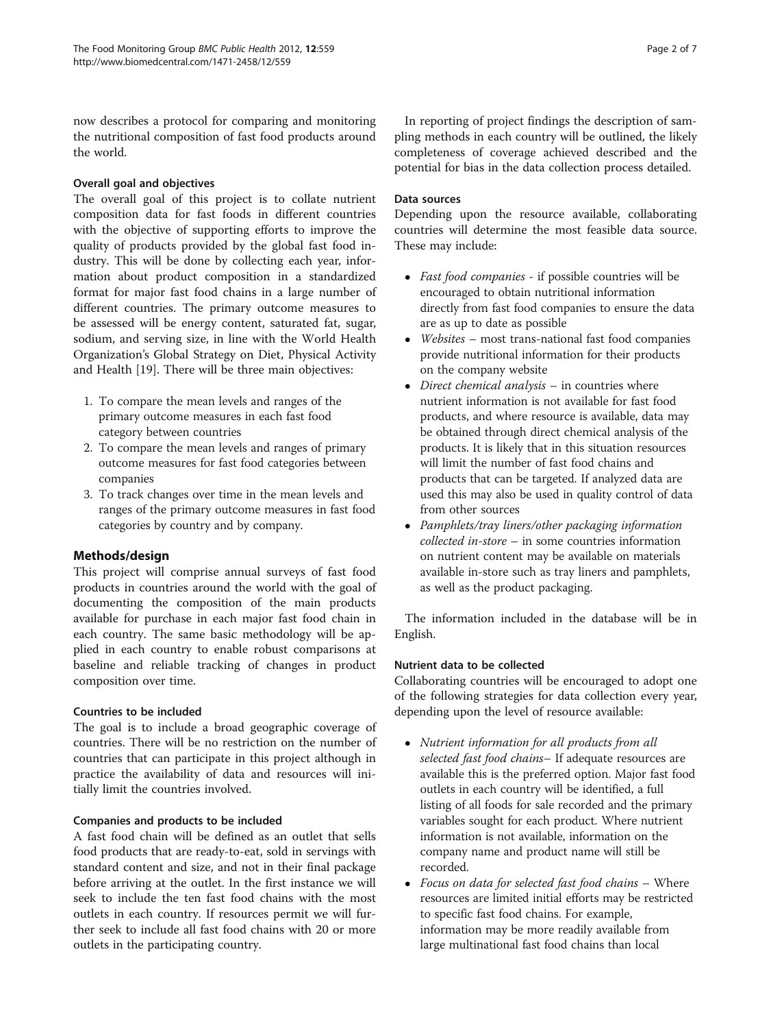now describes a protocol for comparing and monitoring the nutritional composition of fast food products around the world.

### Overall goal and objectives

The overall goal of this project is to collate nutrient composition data for fast foods in different countries with the objective of supporting efforts to improve the quality of products provided by the global fast food industry. This will be done by collecting each year, information about product composition in a standardized format for major fast food chains in a large number of different countries. The primary outcome measures to be assessed will be energy content, saturated fat, sugar, sodium, and serving size, in line with the World Health Organization's Global Strategy on Diet, Physical Activity and Health [19]. There will be three main objectives:

1. To compare the mean levels and ranges of the primary outcome measures in each fast food category between countries
2. To compare the mean levels and ranges of primary outcome measures for fast food categories between companies
3. To track changes over time in the mean levels and ranges of the primary outcome measures in fast food categories by country and by company.

## Methods/design

This project will comprise annual surveys of fast food products in countries around the world with the goal of documenting the composition of the main products available for purchase in each major fast food chain in each country. The same basic methodology will be applied in each country to enable robust comparisons at baseline and reliable tracking of changes in product composition over time.

### Countries to be included

The goal is to include a broad geographic coverage of countries. There will be no restriction on the number of countries that can participate in this project although in practice the availability of data and resources will initially limit the countries involved.

### Companies and products to be included

A fast food chain will be defined as an outlet that sells food products that are ready-to-eat, sold in servings with standard content and size, and not in their final package before arriving at the outlet. In the first instance we will seek to include the ten fast food chains with the most outlets in each country. If resources permit we will further seek to include all fast food chains with 20 or more outlets in the participating country.

In reporting of project findings the description of sampling methods in each country will be outlined, the likely completeness of coverage achieved described and the potential for bias in the data collection process detailed.

### Data sources

Depending upon the resource available, collaborating countries will determine the most feasible data source. These may include:

- *Fast food companies* - if possible countries will be encouraged to obtain nutritional information directly from fast food companies to ensure the data are as up to date as possible
- *Websites* – most trans-national fast food companies provide nutritional information for their products on the company website
- *Direct chemical analysis* – in countries where nutrient information is not available for fast food products, and where resource is available, data may be obtained through direct chemical analysis of the products. It is likely that in this situation resources will limit the number of fast food chains and products that can be targeted. If analyzed data are used this may also be used in quality control of data from other sources
- *Pamphlets/tray liners/other packaging information collected in-store* – in some countries information on nutrient content may be available on materials available in-store such as tray liners and pamphlets, as well as the product packaging.

The information included in the database will be in English.

### Nutrient data to be collected

Collaborating countries will be encouraged to adopt one of the following strategies for data collection every year, depending upon the level of resource available:

- *Nutrient information for all products from all selected fast food chains*– If adequate resources are available this is the preferred option. Major fast food outlets in each country will be identified, a full listing of all foods for sale recorded and the primary variables sought for each product. Where nutrient information is not available, information on the company name and product name will still be recorded.
- *Focus on data for selected fast food chains* – Where resources are limited initial efforts may be restricted to specific fast food chains. For example, information may be more readily available from large multinational fast food chains than local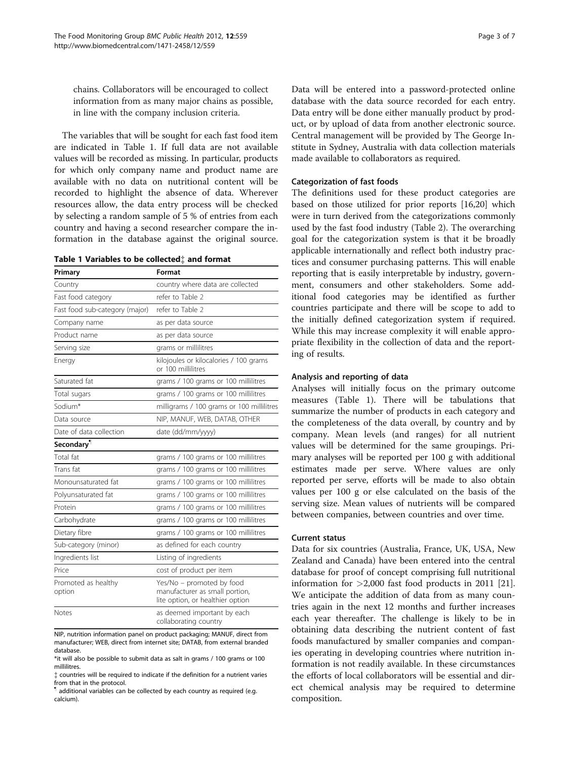chains. Collaborators will be encouraged to collect information from as many major chains as possible, in line with the company inclusion criteria.

The variables that will be sought for each fast food item are indicated in Table 1. If full data are not available values will be recorded as missing. In particular, products for which only company name and product name are available with no data on nutritional content will be recorded to highlight the absence of data. Wherever resources allow, the data entry process will be checked by selecting a random sample of 5 % of entries from each country and having a second researcher compare the information in the database against the original source.

**Table 1 Variables to be collected‡ and format**

| Primary | Format |
|---|---|
| Country | country where data are collected |
| Fast food category | refer to Table 2 |
| Fast food sub-category (major) | refer to Table 2 |
| Company name | as per data source |
| Product name | as per data source |
| Serving size | grams or millilitres |
| Energy | kilojoules or kilocalories / 100 grams or 100 millilitres |
| Saturated fat | grams / 100 grams or 100 millilitres |
| Total sugars | grams / 100 grams or 100 millilitres |
| Sodium* | milligrams / 100 grams or 100 millilitres |
| Data source | NIP, MANUF, WEB, DATAB, OTHER |
| Date of data collection | date (dd/mm/yyyy) |
| **Secondary**¶ | |
| Total fat | grams / 100 grams or 100 millilitres |
| Trans fat | grams / 100 grams or 100 millilitres |
| Monounsaturated fat | grams / 100 grams or 100 millilitres |
| Polyunsaturated fat | grams / 100 grams or 100 millilitres |
| Protein | grams / 100 grams or 100 millilitres |
| Carbohydrate | grams / 100 grams or 100 millilitres |
| Dietary fibre | grams / 100 grams or 100 millilitres |
| Sub-category (minor) | as defined for each country |
| Ingredients list | Listing of ingredients |
| Price | cost of product per item |
| Promoted as healthy option | Yes/No – promoted by food manufacturer as small portion, lite option, or healthier option |
| Notes | as deemed important by each collaborating country |

NIP, nutrition information panel on product packaging; MANUF, direct from manufacturer; WEB, direct from internet site; DATAB, from external branded database.

*it will also be possible to submit data as salt in grams / 100 grams or 100 millilitres.

‡ countries will be required to indicate if the definition for a nutrient varies from that in the protocol.

¶ additional variables can be collected by each country as required (e.g. calcium).

Data will be entered into a password-protected online database with the data source recorded for each entry. Data entry will be done either manually product by product, or by upload of data from another electronic source. Central management will be provided by The George Institute in Sydney, Australia with data collection materials made available to collaborators as required.

### Categorization of fast foods

The definitions used for these product categories are based on those utilized for prior reports [16,20] which were in turn derived from the categorizations commonly used by the fast food industry (Table 2). The overarching goal for the categorization system is that it be broadly applicable internationally and reflect both industry practices and consumer purchasing patterns. This will enable reporting that is easily interpretable by industry, government, consumers and other stakeholders. Some additional food categories may be identified as further countries participate and there will be scope to add to the initially defined categorization system if required. While this may increase complexity it will enable appropriate flexibility in the collection of data and the reporting of results.

### Analysis and reporting of data

Analyses will initially focus on the primary outcome measures (Table 1). There will be tabulations that summarize the number of products in each category and the completeness of the data overall, by country and by company. Mean levels (and ranges) for all nutrient values will be determined for the same groupings. Primary analyses will be reported per 100 g with additional estimates made per serve. Where values are only reported per serve, efforts will be made to also obtain values per 100 g or else calculated on the basis of the serving size. Mean values of nutrients will be compared between companies, between countries and over time.

### Current status

Data for six countries (Australia, France, UK, USA, New Zealand and Canada) have been entered into the central database for proof of concept comprising full nutritional information for >2,000 fast food products in 2011 [21]. We anticipate the addition of data from as many countries again in the next 12 months and further increases each year thereafter. The challenge is likely to be in obtaining data describing the nutrient content of fast foods manufactured by smaller companies and companies operating in developing countries where nutrition information is not readily available. In these circumstances the efforts of local collaborators will be essential and direct chemical analysis may be required to determine composition.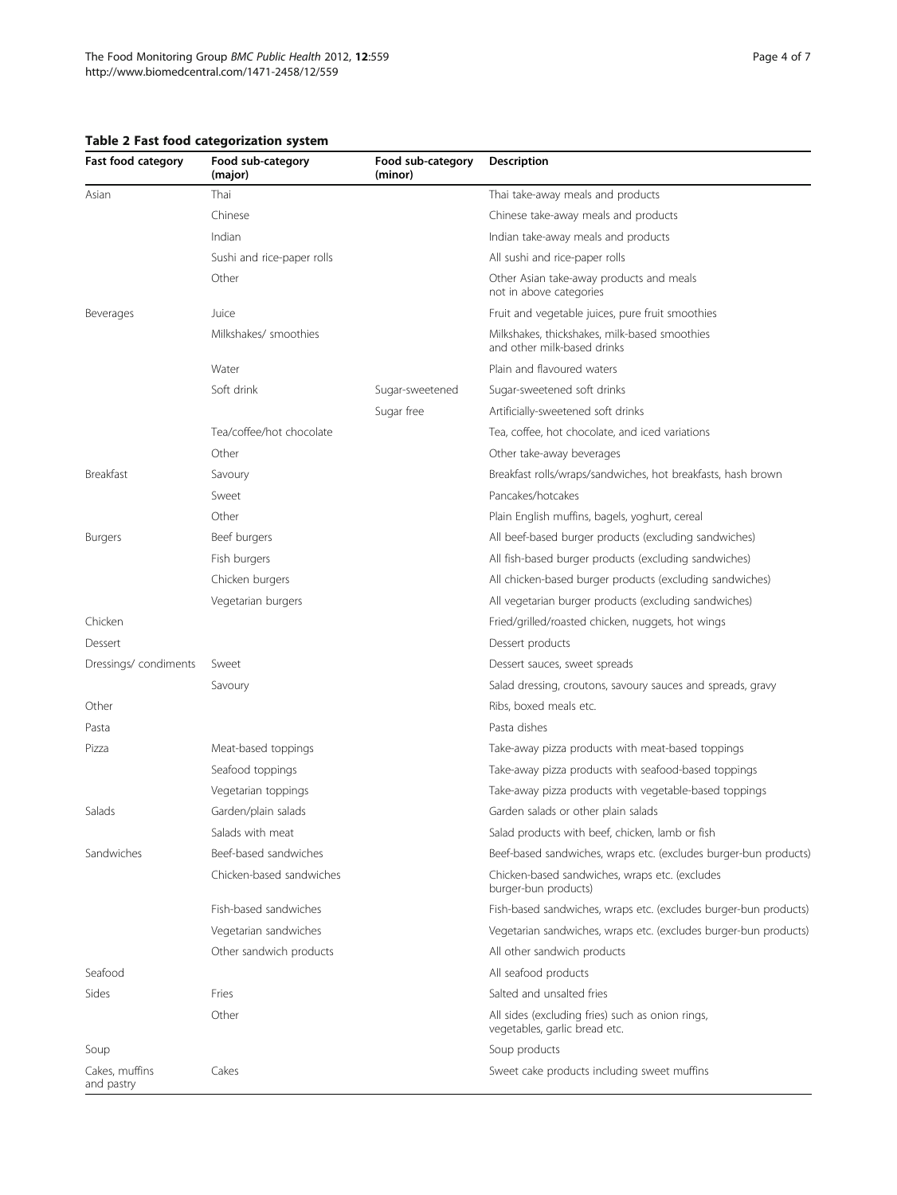**Table 2 Fast food categorization system**

| Fast food category | Food sub-category (major) | Food sub-category (minor) | Description |
|---|---|---|---|
| Asian | Thai | | Thai take-away meals and products |
| | Chinese | | Chinese take-away meals and products |
| | Indian | | Indian take-away meals and products |
| | Sushi and rice-paper rolls | | All sushi and rice-paper rolls |
| | Other | | Other Asian take-away products and meals not in above categories |
| Beverages | Juice | | Fruit and vegetable juices, pure fruit smoothies |
| | Milkshakes/ smoothies | | Milkshakes, thickshakes, milk-based smoothies and other milk-based drinks |
| | Water | | Plain and flavoured waters |
| | Soft drink | Sugar-sweetened | Sugar-sweetened soft drinks |
| | | Sugar free | Artificially-sweetened soft drinks |
| | Tea/coffee/hot chocolate | | Tea, coffee, hot chocolate, and iced variations |
| | Other | | Other take-away beverages |
| Breakfast | Savoury | | Breakfast rolls/wraps/sandwiches, hot breakfasts, hash brown |
| | Sweet | | Pancakes/hotcakes |
| | Other | | Plain English muffins, bagels, yoghurt, cereal |
| Burgers | Beef burgers | | All beef-based burger products (excluding sandwiches) |
| | Fish burgers | | All fish-based burger products (excluding sandwiches) |
| | Chicken burgers | | All chicken-based burger products (excluding sandwiches) |
| | Vegetarian burgers | | All vegetarian burger products (excluding sandwiches) |
| Chicken | | | Fried/grilled/roasted chicken, nuggets, hot wings |
| Dessert | | | Dessert products |
| Dressings/ condiments | Sweet | | Dessert sauces, sweet spreads |
| | Savoury | | Salad dressing, croutons, savoury sauces and spreads, gravy |
| Other | | | Ribs, boxed meals etc. |
| Pasta | | | Pasta dishes |
| Pizza | Meat-based toppings | | Take-away pizza products with meat-based toppings |
| | Seafood toppings | | Take-away pizza products with seafood-based toppings |
| | Vegetarian toppings | | Take-away pizza products with vegetable-based toppings |
| Salads | Garden/plain salads | | Garden salads or other plain salads |
| | Salads with meat | | Salad products with beef, chicken, lamb or fish |
| Sandwiches | Beef-based sandwiches | | Beef-based sandwiches, wraps etc. (excludes burger-bun products) |
| | Chicken-based sandwiches | | Chicken-based sandwiches, wraps etc. (excludes burger-bun products) |
| | Fish-based sandwiches | | Fish-based sandwiches, wraps etc. (excludes burger-bun products) |
| | Vegetarian sandwiches | | Vegetarian sandwiches, wraps etc. (excludes burger-bun products) |
| | Other sandwich products | | All other sandwich products |
| Seafood | | | All seafood products |
| Sides | Fries | | Salted and unsalted fries |
| | Other | | All sides (excluding fries) such as onion rings, vegetables, garlic bread etc. |
| Soup | | | Soup products |
| Cakes, muffins and pastry | Cakes | | Sweet cake products including sweet muffins |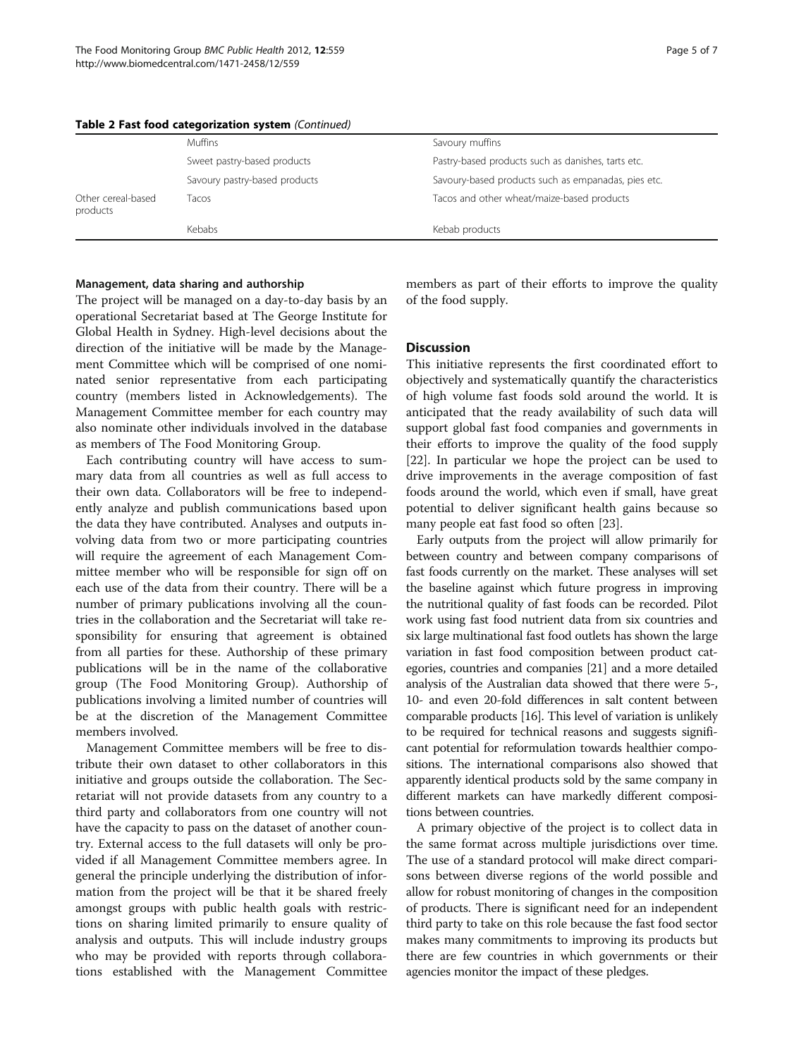**Table 2 Fast food categorization system** *(Continued)*

| | | |
|---|---|---|
| | Muffins | Savoury muffins |
| | Sweet pastry-based products | Pastry-based products such as danishes, tarts etc. |
| | Savoury pastry-based products | Savoury-based products such as empanadas, pies etc. |
| Other cereal-based products | Tacos | Tacos and other wheat/maize-based products |
| | Kebabs | Kebab products |

#### Management, data sharing and authorship

The project will be managed on a day-to-day basis by an operational Secretariat based at The George Institute for Global Health in Sydney. High-level decisions about the direction of the initiative will be made by the Management Committee which will be comprised of one nominated senior representative from each participating country (members listed in Acknowledgements). The Management Committee member for each country may also nominate other individuals involved in the database as members of The Food Monitoring Group.

Each contributing country will have access to summary data from all countries as well as full access to their own data. Collaborators will be free to independently analyze and publish communications based upon the data they have contributed. Analyses and outputs involving data from two or more participating countries will require the agreement of each Management Committee member who will be responsible for sign off on each use of the data from their country. There will be a number of primary publications involving all the countries in the collaboration and the Secretariat will take responsibility for ensuring that agreement is obtained from all parties for these. Authorship of these primary publications will be in the name of the collaborative group (The Food Monitoring Group). Authorship of publications involving a limited number of countries will be at the discretion of the Management Committee members involved.

Management Committee members will be free to distribute their own dataset to other collaborators in this initiative and groups outside the collaboration. The Secretariat will not provide datasets from any country to a third party and collaborators from one country will not have the capacity to pass on the dataset of another country. External access to the full datasets will only be provided if all Management Committee members agree. In general the principle underlying the distribution of information from the project will be that it be shared freely amongst groups with public health goals with restrictions on sharing limited primarily to ensure quality of analysis and outputs. This will include industry groups who may be provided with reports through collaborations established with the Management Committee members as part of their efforts to improve the quality of the food supply.

## Discussion

This initiative represents the first coordinated effort to objectively and systematically quantify the characteristics of high volume fast foods sold around the world. It is anticipated that the ready availability of such data will support global fast food companies and governments in their efforts to improve the quality of the food supply [22]. In particular we hope the project can be used to drive improvements in the average composition of fast foods around the world, which even if small, have great potential to deliver significant health gains because so many people eat fast food so often [23].

Early outputs from the project will allow primarily for between country and between company comparisons of fast foods currently on the market. These analyses will set the baseline against which future progress in improving the nutritional quality of fast foods can be recorded. Pilot work using fast food nutrient data from six countries and six large multinational fast food outlets has shown the large variation in fast food composition between product categories, countries and companies [21] and a more detailed analysis of the Australian data showed that there were 5-, 10- and even 20-fold differences in salt content between comparable products [16]. This level of variation is unlikely to be required for technical reasons and suggests significant potential for reformulation towards healthier compositions. The international comparisons also showed that apparently identical products sold by the same company in different markets can have markedly different compositions between countries.

A primary objective of the project is to collect data in the same format across multiple jurisdictions over time. The use of a standard protocol will make direct comparisons between diverse regions of the world possible and allow for robust monitoring of changes in the composition of products. There is significant need for an independent third party to take on this role because the fast food sector makes many commitments to improving its products but there are few countries in which governments or their agencies monitor the impact of these pledges.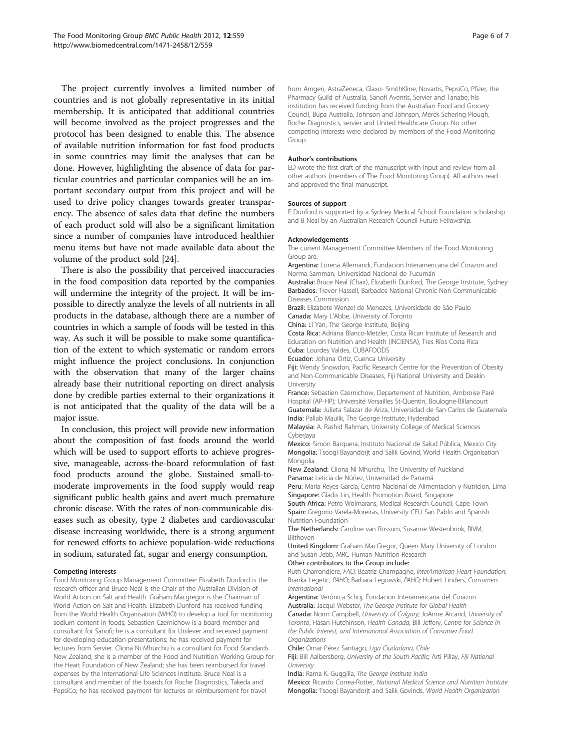The project currently involves a limited number of countries and is not globally representative in its initial membership. It is anticipated that additional countries will become involved as the project progresses and the protocol has been designed to enable this. The absence of available nutrition information for fast food products in some countries may limit the analyses that can be done. However, highlighting the absence of data for particular countries and particular companies will be an important secondary output from this project and will be used to drive policy changes towards greater transparency. The absence of sales data that define the numbers of each product sold will also be a significant limitation since a number of companies have introduced healthier menu items but have not made available data about the volume of the product sold [24].

There is also the possibility that perceived inaccuracies in the food composition data reported by the companies will undermine the integrity of the project. It will be impossible to directly analyze the levels of all nutrients in all products in the database, although there are a number of countries in which a sample of foods will be tested in this way. As such it will be possible to make some quantification of the extent to which systematic or random errors might influence the project conclusions. In conjunction with the observation that many of the larger chains already base their nutritional reporting on direct analysis done by credible parties external to their organizations it is not anticipated that the quality of the data will be a major issue.

In conclusion, this project will provide new information about the composition of fast foods around the world which will be used to support efforts to achieve progressive, manageable, across-the-board reformulation of fast food products around the globe. Sustained small-to-moderate improvements in the food supply would reap significant public health gains and avert much premature chronic disease. With the rates of non-communicable diseases such as obesity, type 2 diabetes and cardiovascular disease increasing worldwide, there is a strong argument for renewed efforts to achieve population-wide reductions in sodium, saturated fat, sugar and energy consumption.

#### Competing interests

Food Monitoring Group Management Committee: Elizabeth Dunford is the research officer and Bruce Neal is the Chair of the Australian Division of World Action on Salt and Health. Graham Macgregor is the Chairman of World Action on Salt and Health. Elizabeth Dunford has received funding from the World Health Organisation (WHO) to develop a tool for monitoring sodium content in foods; Sebastien Czernichow is a board member and consultant for Sanofi; he is a consultant for Unilever and received payment for developing education presentations; he has received payment for lectures from Servier. Cliona Ni Mhurchu is a consultant for Food Standards New Zealand; she is a member of the Food and Nutrition Working Group for the Heart Foundation of New Zealand; she has been reimbursed for travel expenses by the International Life Sciences Institute. Bruce Neal is a consultant and member of the boards for Roche Diagnostics, Takeda and PepsiCo; he has received payment for lectures or reimbursement for travel from Amgen, AstraZeneca, Glaxo- SmithKline, Novartis, PepsiCo, Pfizer, the Pharmacy Guild of Australia, Sanofi Aventis, Servier and Tanabe; his institution has received funding from the Australian Food and Grocery Council, Bupa Australia, Johnson and Johnson, Merck Schering Plough, Roche Diagnostics, servier and United Healthcare Group. No other competing interests were declared by members of the Food Monitoring Group.

#### Author's contributions

ED wrote the first draft of the manuscript with input and review from all other authors (members of The Food Monitoring Group). All authors read and approved the final manuscript.

#### Sources of support

E Dunford is supported by a Sydney Medical School Foundation scholarship and B Neal by an Australian Research Council Future Fellowship.

#### Acknowledgements

The current Management Committee Members of the Food Monitoring Group are:

**Argentina:** Lorena Allemandi, Fundacion Interamericana del Corazon and Norma Samman, Universidad Nacional de Tucumán
**Australia:** Bruce Neal (Chair), Elizabeth Dunford, The George Institute, Sydney
**Barbados:** Trevor Hassell, Barbados National Chronic Non Communicable Diseases Commission
**Brazil:** Elizabete Wenzel de Menezes, Universidade de São Paulo
**Canada:** Mary L'Abbe, University of Toronto
**China:** Li Yan, The George Institute, Beijing
**Costa Rica:** Adriana Blanco-Metzler, Costa Rican Institute of Research and Education on Nutrition and Health (INCIENSA), Tres Ríos Costa Rica
**Cuba:** Lourdes Valdes, CUBAFOODS
**Ecuador:** Johana Ortiz, Cuenca University
**Fiji:** Wendy Snowdon, Pacific Research Centre for the Prevention of Obesity and Non-Communicable Diseases, Fiji National University and Deakin University
**France:** Sebastien Czernichow, Departement of Nutrition, Ambroise Paré Hospital (AP-HP); Université Versailles St-Quentin, Boulogne-Billancourt
**Guatemala:** Julieta Salazar de Ariza, Universidad de San Carlos de Guatemala
**India:** Pallab Maulik, The George Institute, Hyderabad
**Malaysia:** A. Rashid Rahman, University College of Medical Sciences Cyberjaya
**Mexico:** Simon Barquera, Instituto Nacional de Salud Pública, Mexico City
**Mongolia:** Tsoogi Bayandorjt and Salik Govind, World Health Organisation Mongolia
**New Zealand:** Cliona Ni Mhurchu, The University of Auckland
**Panama:** Leticia de Núñez, Universidad de Panamá
**Peru:** Maria Reyes Garcia, Centro Nacional de Alimentacion y Nutricion, Lima
**Singapore:** Gladis Lin, Health Promotion Board, Singapore
**South Africa:** Petro Wolmarans, Medical Research Council, Cape Town
**Spain:** Gregorio Varela-Moreiras, University CEU San Pablo and Spanish Nutrition Foundation
**The Netherlands:** Caroline van Rossum, Susanne Westenbrink, RIVM, Bilthoven
**United Kingdom:** Graham MacGregor, Queen Mary University of London and Susan Jebb, MRC Human Nutrition Research

**Other contributors to the Group include:**

Ruth Charrondiere, *FAO;* Beatriz Champagne, *InterAmerican Heart Foundation*; Branka Legetic, *PAHO*; Barbara Legowski, *PAHO;* Hubert Linders, *Consumers International*
**Argentina:** Verónica Schoj, Fundacion Interamericana del Corazon
**Australia:** Jacqui Webster, *The George Institute for Global Health*
**Canada:** Norm Campbell, *University of Calgary;* JoAnne Arcand, *University of Toronto*; Hasan Hutchinson, *Health Canada*; Bill Jeffery, *Centre for Science in the Public Interest, and International Association of Consumer Food Organizations*
**Chile:** Omar Pérez Santiago, *Liga Ciudadana, Chile*
**Fiji:** Bill Aalbersberg, *University of the South Pacific;* Arti Pillay, *Fiji National University*
**India:** Rama K. Guggilla, *The George Institute India*
**Mexico:** Ricardo Correa-Rotter, *National Medical Science and Nutrition Institute*
**Mongolia:** Tsoogi Bayandorjt and Salik Govinds, *World Health Organization*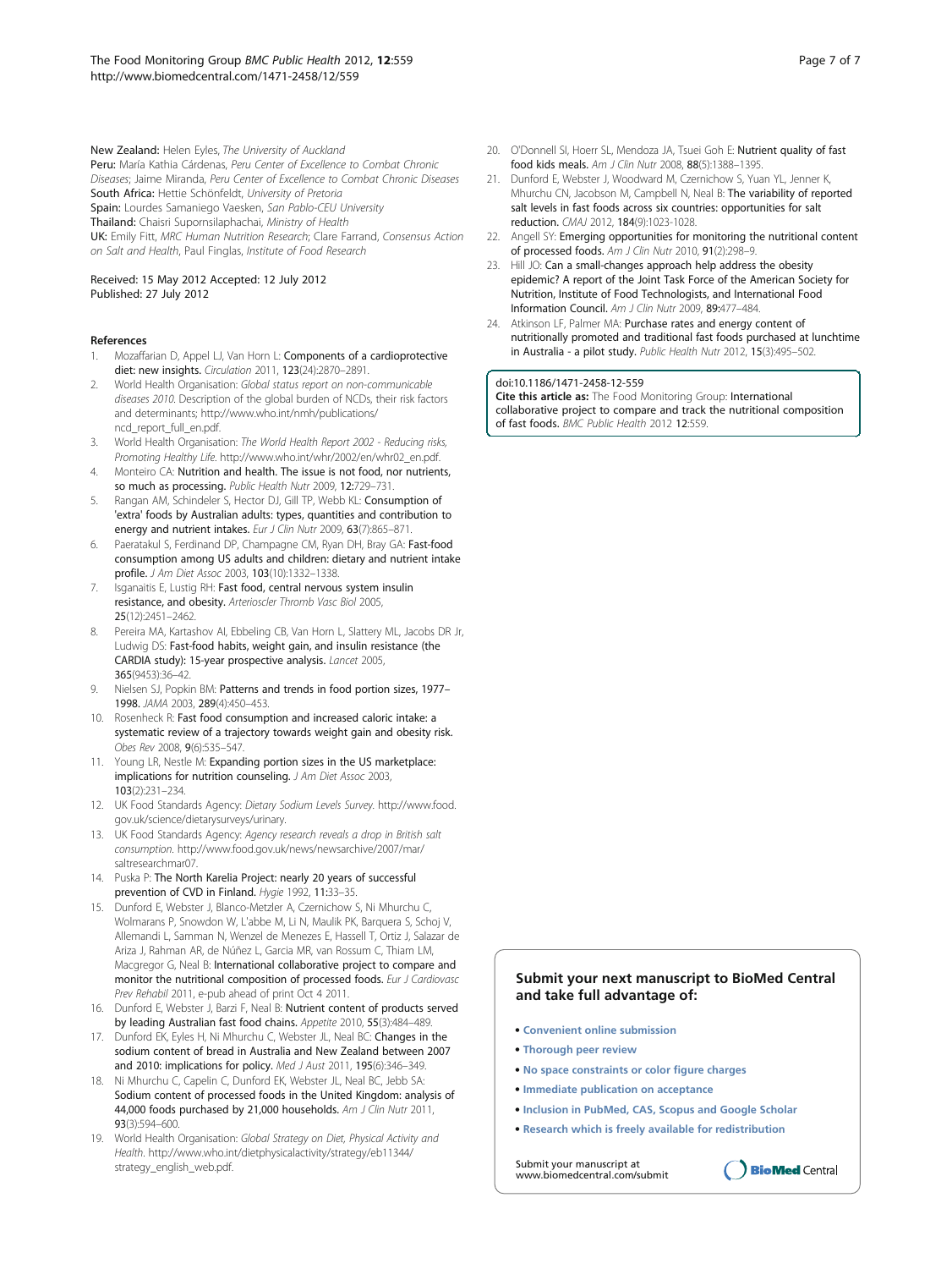New Zealand: Helen Eyles, *The University of Auckland*
Peru: María Kathia Cárdenas, *Peru Center of Excellence to Combat Chronic Diseases*; Jaime Miranda, *Peru Center of Excellence to Combat Chronic Diseases*
South Africa: Hettie Schönfeldt, *University of Pretoria*
Spain: Lourdes Samaniego Vaesken, *San Pablo-CEU University*
Thailand: Chaisri Supornsilaphachai, *Ministry of Health*
UK: Emily Fitt, *MRC Human Nutrition Research*; Clare Farrand, *Consensus Action on Salt and Health*, Paul Finglas, *Institute of Food Research*

Received: 15 May 2012 Accepted: 12 July 2012
Published: 27 July 2012

## References

1. Mozaffarian D, Appel LJ, Van Horn L: **Components of a cardioprotective diet: new insights.** *Circulation* 2011, **123**(24):2870–2891.
2. World Health Organisation: *Global status report on non-communicable diseases 2010.* Description of the global burden of NCDs, their risk factors and determinants; http://www.who.int/nmh/publications/ncd_report_full_en.pdf.
3. World Health Organisation: *The World Health Report 2002 - Reducing risks, Promoting Healthy Life.* http://www.who.int/whr/2002/en/whr02_en.pdf.
4. Monteiro CA: **Nutrition and health. The issue is not food, nor nutrients, so much as processing.** *Public Health Nutr* 2009, **12**:729–731.
5. Rangan AM, Schindeler S, Hector DJ, Gill TP, Webb KL: **Consumption of 'extra' foods by Australian adults: types, quantities and contribution to energy and nutrient intakes.** *Eur J Clin Nutr* 2009, **63**(7):865–871.
6. Paeratakul S, Ferdinand DP, Champagne CM, Ryan DH, Bray GA: **Fast-food consumption among US adults and children: dietary and nutrient intake profile.** *J Am Diet Assoc* 2003, **103**(10):1332–1338.
7. Isganaitis E, Lustig RH: **Fast food, central nervous system insulin resistance, and obesity.** *Arterioscler Thromb Vasc Biol* 2005, **25**(12):2451–2462.
8. Pereira MA, Kartashov AI, Ebbeling CB, Van Horn L, Slattery ML, Jacobs DR Jr, Ludwig DS: **Fast-food habits, weight gain, and insulin resistance (the CARDIA study): 15-year prospective analysis.** *Lancet* 2005, **365**(9453):36–42.
9. Nielsen SJ, Popkin BM: **Patterns and trends in food portion sizes, 1977–1998.** *JAMA* 2003, **289**(4):450–453.
10. Rosenheck R: **Fast food consumption and increased caloric intake: a systematic review of a trajectory towards weight gain and obesity risk.** *Obes Rev* 2008, **9**(6):535–547.
11. Young LR, Nestle M: **Expanding portion sizes in the US marketplace: implications for nutrition counseling.** *J Am Diet Assoc* 2003, **103**(2):231–234.
12. UK Food Standards Agency: *Dietary Sodium Levels Survey.* http://www.food.gov.uk/science/dietarysurveys/urinary.
13. UK Food Standards Agency: *Agency research reveals a drop in British salt consumption.* http://www.food.gov.uk/news/newsarchive/2007/mar/saltresearchmar07.
14. Puska P: **The North Karelia Project: nearly 20 years of successful prevention of CVD in Finland.** *Hygie* 1992, **11**:33–35.
15. Dunford E, Webster J, Blanco-Metzler A, Czernichow S, Ni Mhurchu C, Wolmarans P, Snowdon W, L'abbe M, Li N, Maulik PK, Barquera S, Schoj V, Allemandi L, Samman N, Wenzel de Menezes E, Hassell T, Ortiz J, Salazar de Ariza J, Rahman AR, de Núñez L, Garcia MR, van Rossum C, Thiam LM, Macgregor G, Neal B: **International collaborative project to compare and monitor the nutritional composition of processed foods.** *Eur J Cardiovasc Prev Rehabil* 2011, e-pub ahead of print Oct 4 2011.
16. Dunford E, Webster J, Barzi F, Neal B: **Nutrient content of products served by leading Australian fast food chains.** *Appetite* 2010, **55**(3):484–489.
17. Dunford EK, Eyles H, Ni Mhurchu C, Webster JL, Neal BC: **Changes in the sodium content of bread in Australia and New Zealand between 2007 and 2010: implications for policy.** *Med J Aust* 2011, **195**(6):346–349.
18. Ni Mhurchu C, Capelin C, Dunford EK, Webster JL, Neal BC, Jebb SA: **Sodium content of processed foods in the United Kingdom: analysis of 44,000 foods purchased by 21,000 households.** *Am J Clin Nutr* 2011, **93**(3):594–600.
19. World Health Organisation: *Global Strategy on Diet, Physical Activity and Health.* http://www.who.int/dietphysicalactivity/strategy/eb11344/strategy_english_web.pdf.
20. O'Donnell SI, Hoerr SL, Mendoza JA, Tsuei Goh E: **Nutrient quality of fast food kids meals.** *Am J Clin Nutr* 2008, **88**(5):1388–1395.
21. Dunford E, Webster J, Woodward M, Czernichow S, Yuan YL, Jenner K, Mhurchu CN, Jacobson M, Campbell N, Neal B: **The variability of reported salt levels in fast foods across six countries: opportunities for salt reduction.** *CMAJ* 2012, **184**(9):1023-1028.
22. Angell SY: **Emerging opportunities for monitoring the nutritional content of processed foods.** *Am J Clin Nutr* 2010, **91**(2):298–9.
23. Hill JO: **Can a small-changes approach help address the obesity epidemic? A report of the Joint Task Force of the American Society for Nutrition, Institute of Food Technologists, and International Food Information Council.** *Am J Clin Nutr* 2009, **89**:477–484.
24. Atkinson LF, Palmer MA: **Purchase rates and energy content of nutritionally promoted and traditional fast foods purchased at lunchtime in Australia - a pilot study.** *Public Health Nutr* 2012, **15**(3):495–502.

doi:10.1186/1471-2458-12-559
**Cite this article as:** The Food Monitoring Group: **International collaborative project to compare and track the nutritional composition of fast foods.** *BMC Public Health* 2012 **12**:559.

**Submit your next manuscript to BioMed Central and take full advantage of:**

- **Convenient online submission**
- **Thorough peer review**
- **No space constraints or color figure charges**
- **Immediate publication on acceptance**
- **Inclusion in PubMed, CAS, Scopus and Google Scholar**
- **Research which is freely available for redistribution**

Submit your manuscript at
www.biomedcentral.com/submit

BioMed Central